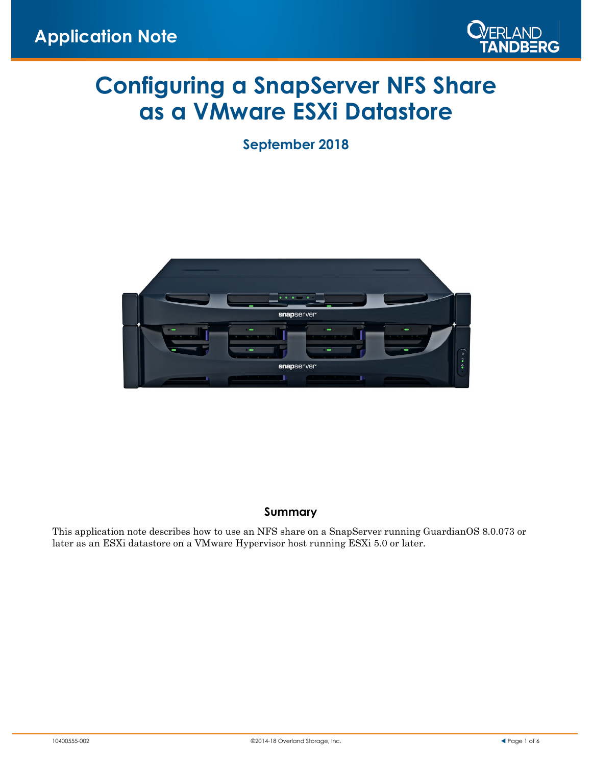Application Note

# Configuring a SnapServer NFS Share as a VMware ESXi Datastore

**September 2018**

## Summary

This application note describes how to use an NFS share on a SnapServer running GuardianOS 8.0.073 or later as an ESXi datastore on a VMware Hypervisor host running ESXi 5.0 or later.

10400555-002

©2014-18 Overland Storage, Inc.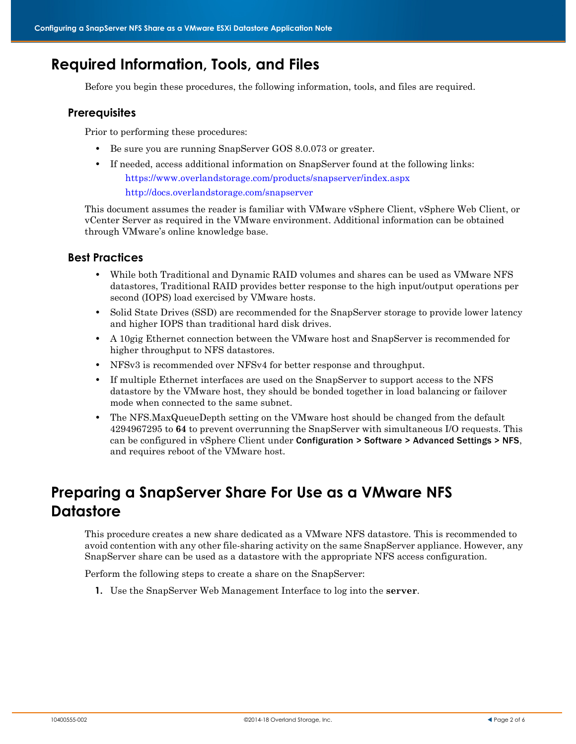# Required Information, Tools, and Files

Before you begin these procedures, the following information, tools, and files are required.

## Prerequisites

Prior to performing these procedures:

- Be sure you are running SnapServer GOS 8.0.073 or greater.
- If needed, access additional information on SnapServer found at the following links:
  https://www.overlandstorage.com/products/snapserver/index.aspx
  http://docs.overlandstorage.com/snapserver

This document assumes the reader is familiar with VMware vSphere Client, vSphere Web Client, or vCenter Server as required in the VMware environment. Additional information can be obtained through VMware's online knowledge base.

## Best Practices

- While both Traditional and Dynamic RAID volumes and shares can be used as VMware NFS datastores, Traditional RAID provides better response to the high input/output operations per second (IOPS) load exercised by VMware hosts.
- Solid State Drives (SSD) are recommended for the SnapServer storage to provide lower latency and higher IOPS than traditional hard disk drives.
- A 10gig Ethernet connection between the VMware host and SnapServer is recommended for higher throughput to NFS datastores.
- NFSv3 is recommended over NFSv4 for better response and throughput.
- If multiple Ethernet interfaces are used on the SnapServer to support access to the NFS datastore by the VMware host, they should be bonded together in load balancing or failover mode when connected to the same subnet.
- The NFS.MaxQueueDepth setting on the VMware host should be changed from the default 4294967295 to **64** to prevent overrunning the SnapServer with simultaneous I/O requests. This can be configured in vSphere Client under Configuration > Software > Advanced Settings > NFS, and requires reboot of the VMware host.

# Preparing a SnapServer Share For Use as a VMware NFS Datastore

This procedure creates a new share dedicated as a VMware NFS datastore. This is recommended to avoid contention with any other file-sharing activity on the same SnapServer appliance. However, any SnapServer share can be used as a datastore with the appropriate NFS access configuration.

Perform the following steps to create a share on the SnapServer:

1. Use the SnapServer Web Management Interface to log into the **server**.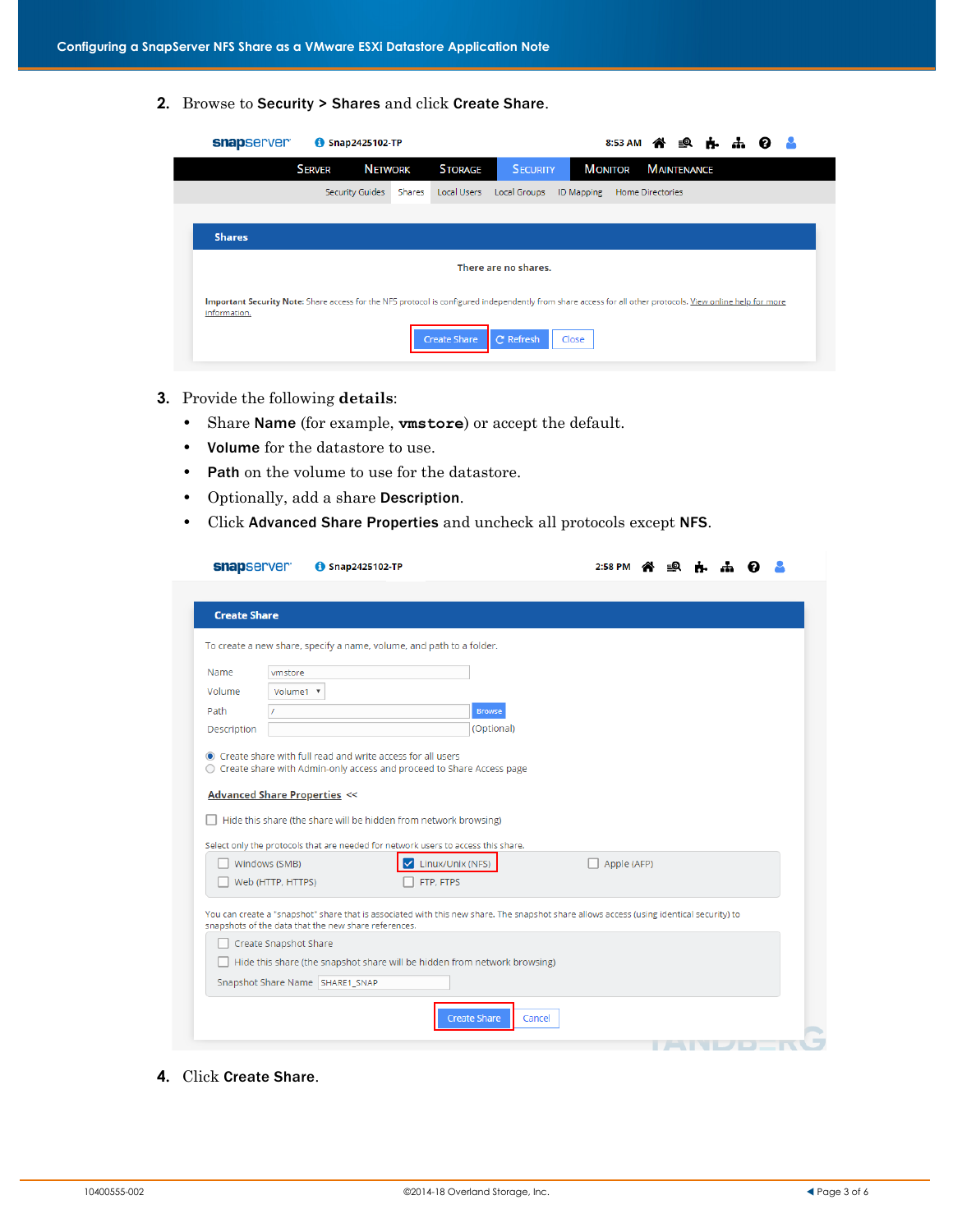2. Browse to **Security > Shares** and click **Create Share**.

3. Provide the following **details**:
   - Share **Name** (for example, **vmstore**) or accept the default.
   - **Volume** for the datastore to use.
   - **Path** on the volume to use for the datastore.
   - Optionally, add a share **Description**.
   - Click **Advanced Share Properties** and uncheck all protocols except **NFS**.

4. Click **Create Share**.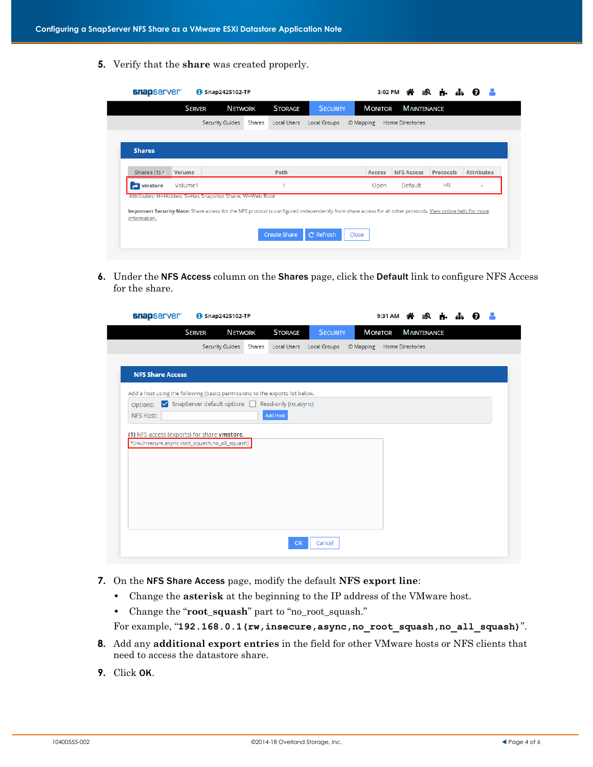5. Verify that the **share** was created properly.

6. Under the **NFS Access** column on the **Shares** page, click the **Default** link to configure NFS Access for the share.

7. On the **NFS Share Access** page, modify the default **NFS export line**:
   - Change the **asterisk** at the beginning to the IP address of the VMware host.
   - Change the “**root_squash**” part to “no_root_squash.”

   For example, “**`192.168.0.1(rw,insecure,async,no_root_squash,no_all_squash)`**”.

8. Add any **additional export entries** in the field for other VMware hosts or NFS clients that need to access the datastore share.

9. Click **OK**.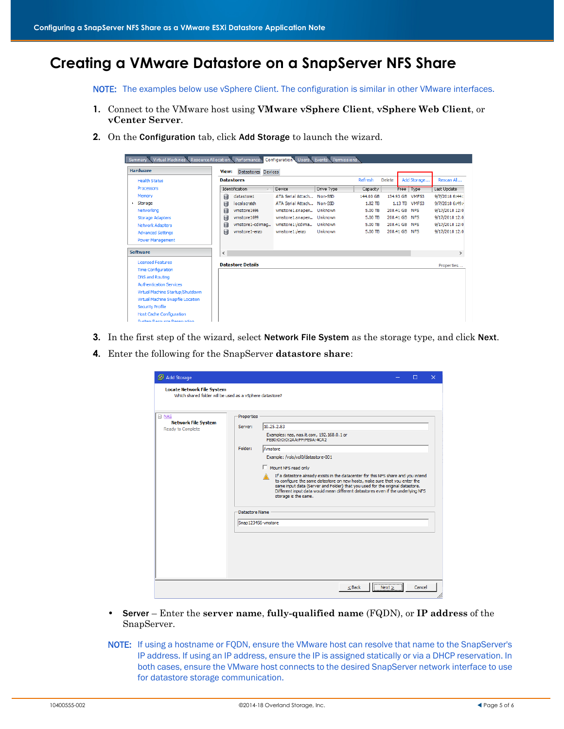# Creating a VMware Datastore on a SnapServer NFS Share

NOTE: The examples below use vSphere Client. The configuration is similar in other VMware interfaces.

1. Connect to the VMware host using **VMware vSphere Client**, **vSphere Web Client**, or **vCenter Server**.
2. On the **Configuration** tab, click **Add Storage** to launch the wizard.
3. In the first step of the wizard, select **Network File System** as the storage type, and click **Next**.
4. Enter the following for the SnapServer **datastore share**:

   - **Server** – Enter the **server name**, **fully-qualified name** (FQDN), or **IP address** of the SnapServer.

   NOTE: If using a hostname or FQDN, ensure the VMware host can resolve that name to the SnapServer's IP address. If using an IP address, ensure the IP is assigned statically or via a DHCP reservation. In both cases, ensure the VMware host connects to the desired SnapServer network interface to use for datastore storage communication.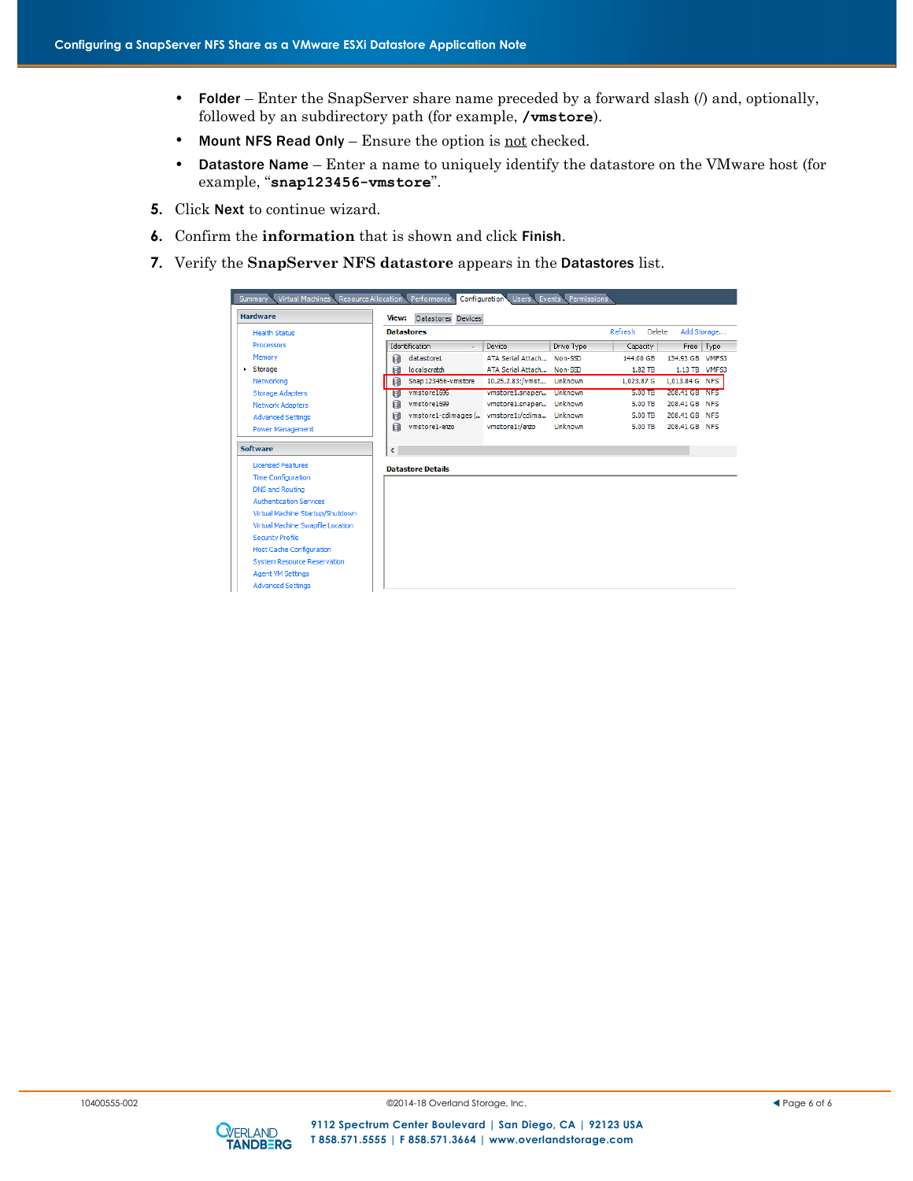- **Folder** – Enter the SnapServer share name preceded by a forward slash (/) and, optionally, followed by an subdirectory path (for example, **/vmstore**).
- **Mount NFS Read Only** – Ensure the option is not checked.
- **Datastore Name** – Enter a name to uniquely identify the datastore on the VMware host (for example, "**snap123456-vmstore**".

5. Click **Next** to continue wizard.
6. Confirm the **information** that is shown and click **Finish**.
7. Verify the **SnapServer NFS datastore** appears in the **Datastores** list.